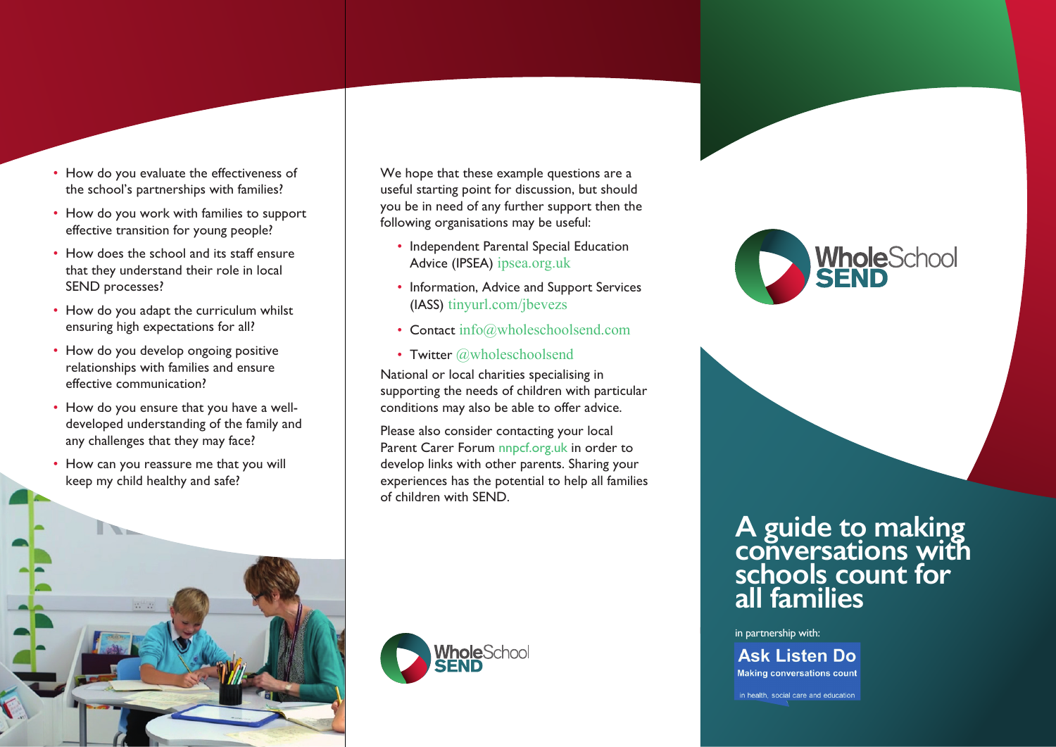- How do you evaluate the effectiveness of the school's partnerships with families?
- How do you work with families to support effective transition for young people?
- How does the school and its staff ensure that they understand their role in local SEND processes?
- How do you adapt the curriculum whilst ensuring high expectations for all?
- How do you develop ongoing positive relationships with families and ensure effective communication?
- How do you ensure that you have a well-developed understanding of the family and any challenges that they may face?
- How can you reassure me that you will keep my child healthy and safe?

We hope that these example questions are a useful starting point for discussion, but should you be in need of any further support then the following organisations may be useful:

- Independent Parental Special Education Advice (IPSEA) ipsea.org.uk
- Information, Advice and Support Services (IASS) tinyurl.com/jbevezs
- Contact info@wholeschoolsend.com
- Twitter @wholeschoolsend

National or local charities specialising in supporting the needs of children with particular conditions may also be able to offer advice.

Please also consider contacting your local Parent Carer Forum nnpcf.org.uk in order to develop links with other parents. Sharing your experiences has the potential to help all families of children with SEND.

WholeSchool SEND

WholeSchool SEND

# A guide to making conversations with schools count for all families

in partnership with:

**Ask Listen Do**
Making conversations count
in health, social care and education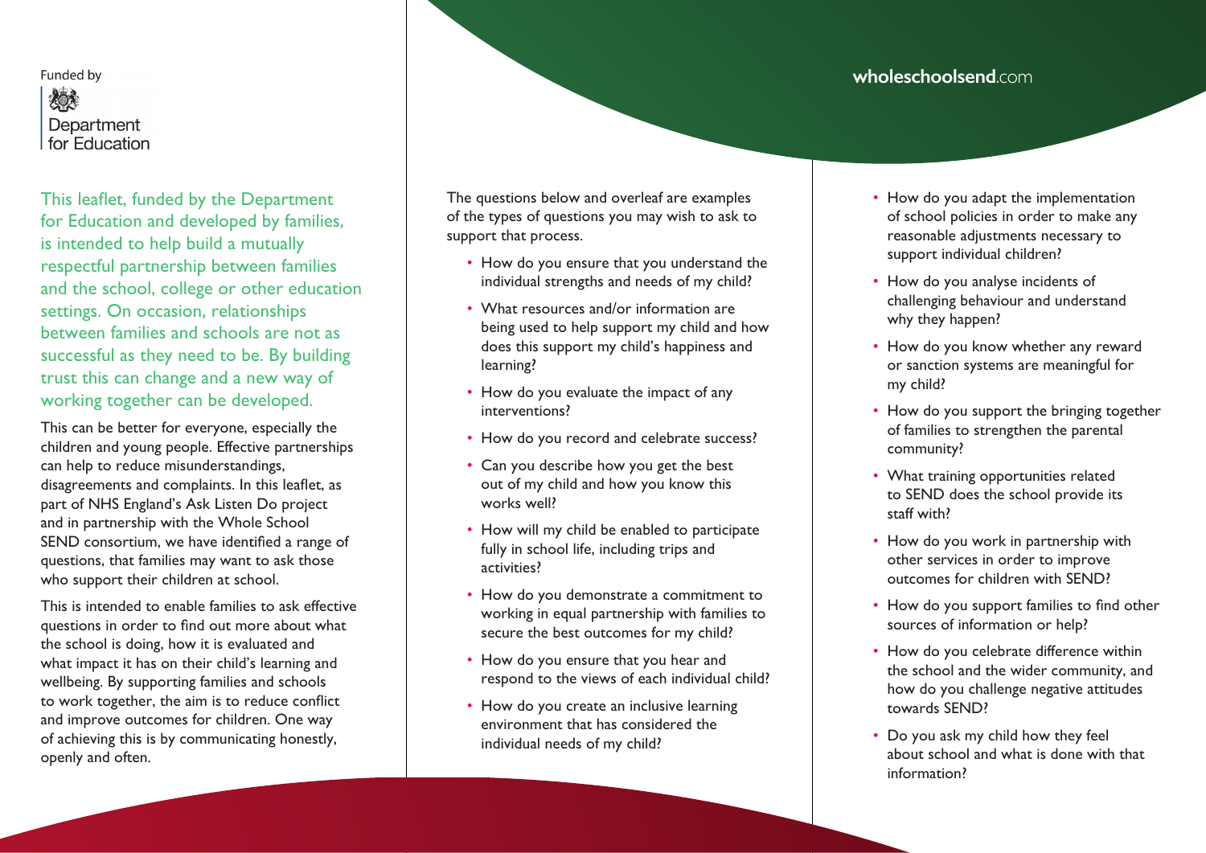Funded by

Department for Education

This leaflet, funded by the Department for Education and developed by families, is intended to help build a mutually respectful partnership between families and the school, college or other education settings. On occasion, relationships between families and schools are not as successful as they need to be. By building trust this can change and a new way of working together can be developed.

This can be better for everyone, especially the children and young people. Effective partnerships can help to reduce misunderstandings, disagreements and complaints. In this leaflet, as part of NHS England's Ask Listen Do project and in partnership with the Whole School SEND consortium, we have identified a range of questions, that families may want to ask those who support their children at school.

This is intended to enable families to ask effective questions in order to find out more about what the school is doing, how it is evaluated and what impact it has on their child's learning and wellbeing. By supporting families and schools to work together, the aim is to reduce conflict and improve outcomes for children. One way of achieving this is by communicating honestly, openly and often.

wholeschoolsend.com

The questions below and overleaf are examples of the types of questions you may wish to ask to support that process.

- How do you ensure that you understand the individual strengths and needs of my child?
- What resources and/or information are being used to help support my child and how does this support my child's happiness and learning?
- How do you evaluate the impact of any interventions?
- How do you record and celebrate success?
- Can you describe how you get the best out of my child and how you know this works well?
- How will my child be enabled to participate fully in school life, including trips and activities?
- How do you demonstrate a commitment to working in equal partnership with families to secure the best outcomes for my child?
- How do you ensure that you hear and respond to the views of each individual child?
- How do you create an inclusive learning environment that has considered the individual needs of my child?
- How do you adapt the implementation of school policies in order to make any reasonable adjustments necessary to support individual children?
- How do you analyse incidents of challenging behaviour and understand why they happen?
- How do you know whether any reward or sanction systems are meaningful for my child?
- How do you support the bringing together of families to strengthen the parental community?
- What training opportunities related to SEND does the school provide its staff with?
- How do you work in partnership with other services in order to improve outcomes for children with SEND?
- How do you support families to find other sources of information or help?
- How do you celebrate difference within the school and the wider community, and how do you challenge negative attitudes towards SEND?
- Do you ask my child how they feel about school and what is done with that information?